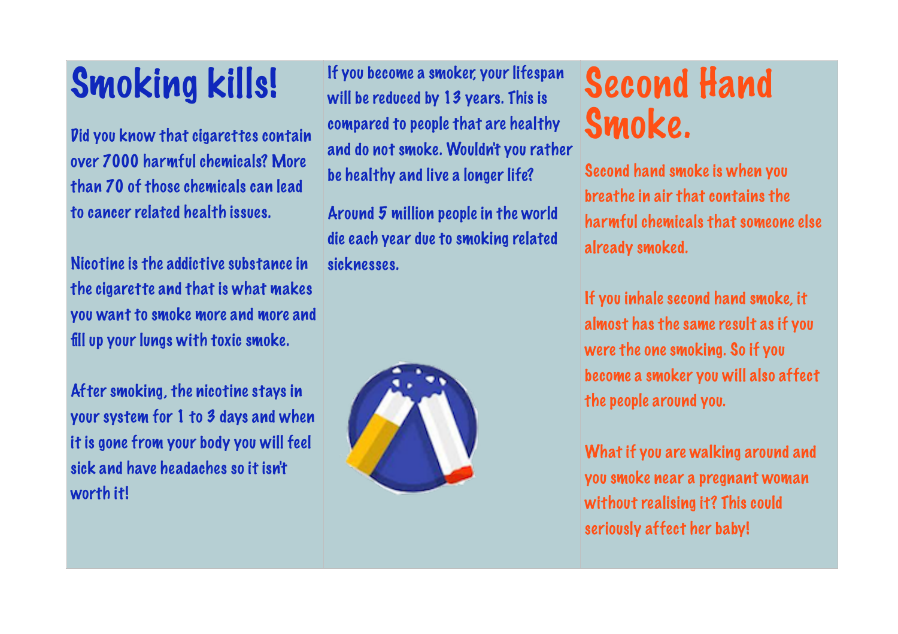# Smoking kills!

Did you know that cigarettes contain over 7000 harmful chemicals? More than 70 of those chemicals can lead to cancer related health issues.

Nicotine is the addictive substance in the cigarette and that is what makes you want to smoke more and more and fill up your lungs with toxic smoke.

After smoking, the nicotine stays in your system for 1 to 3 days and when it is gone from your body you will feel sick and have headaches so it isn't worth it!

If you become a smoker, your lifespan will be reduced by 13 years. This is compared to people that are healthy and do not smoke. Wouldn't you rather be healthy and live a longer life?

Around 5 million people in the world die each year due to smoking related sicknesses.

# Second Hand Smoke.

Second hand smoke is when you breathe in air that contains the harmful chemicals that someone else already smoked.

If you inhale second hand smoke, it almost has the same result as if you were the one smoking. So if you become a smoker you will also affect the people around you.

What if you are walking around and you smoke near a pregnant woman without realising it? This could seriously affect her baby!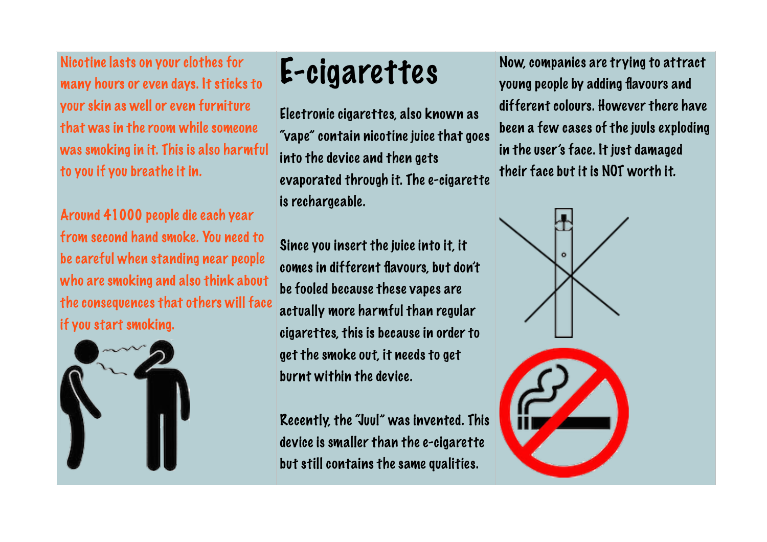Nicotine lasts on your clothes for many hours or even days. It sticks to your skin as well or even furniture that was in the room while someone was smoking in it. This is also harmful to you if you breathe it in.

Around 41000 people die each year from second hand smoke. You need to be careful when standing near people who are smoking and also think about the consequences that others will face if you start smoking.

# E-cigarettes

Electronic cigarettes, also known as "vape" contain nicotine juice that goes into the device and then gets evaporated through it. The e-cigarette is rechargeable.

Since you insert the juice into it, it comes in different flavours, but don't be fooled because these vapes are actually more harmful than regular cigarettes, this is because in order to get the smoke out, it needs to get burnt within the device.

Recently, the "Juul" was invented. This device is smaller than the e-cigarette but still contains the same qualities.

Now, companies are trying to attract young people by adding flavours and different colours. However there have been a few cases of the juuls exploding in the user's face. It just damaged their face but it is NOT worth it.